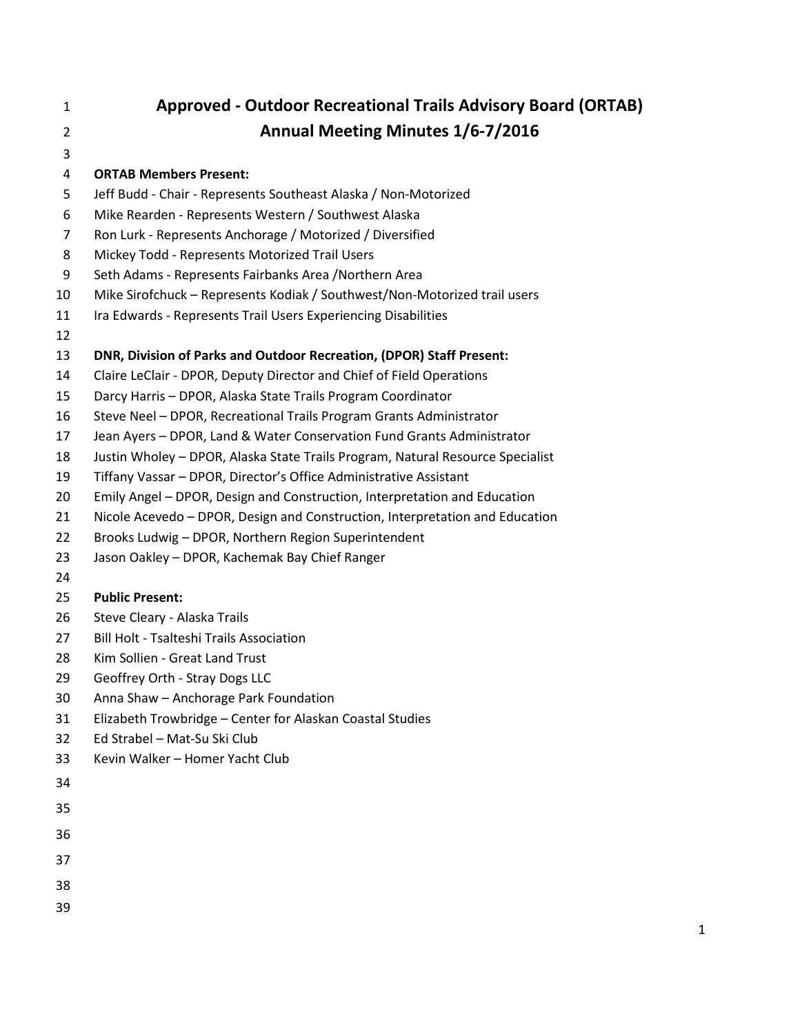# Approved - Outdoor Recreational Trails Advisory Board (ORTAB)
# Annual Meeting Minutes 1/6-7/2016

**ORTAB Members Present:**

Jeff Budd - Chair - Represents Southeast Alaska / Non-Motorized
Mike Rearden - Represents Western / Southwest Alaska
Ron Lurk - Represents Anchorage / Motorized / Diversified
Mickey Todd - Represents Motorized Trail Users
Seth Adams - Represents Fairbanks Area /Northern Area
Mike Sirofchuck – Represents Kodiak / Southwest/Non-Motorized trail users
Ira Edwards - Represents Trail Users Experiencing Disabilities

**DNR, Division of Parks and Outdoor Recreation, (DPOR) Staff Present:**

Claire LeClair - DPOR, Deputy Director and Chief of Field Operations
Darcy Harris – DPOR, Alaska State Trails Program Coordinator
Steve Neel – DPOR, Recreational Trails Program Grants Administrator
Jean Ayers – DPOR, Land & Water Conservation Fund Grants Administrator
Justin Wholey – DPOR, Alaska State Trails Program, Natural Resource Specialist
Tiffany Vassar – DPOR, Director's Office Administrative Assistant
Emily Angel – DPOR, Design and Construction, Interpretation and Education
Nicole Acevedo – DPOR, Design and Construction, Interpretation and Education
Brooks Ludwig – DPOR, Northern Region Superintendent
Jason Oakley – DPOR, Kachemak Bay Chief Ranger

**Public Present:**

Steve Cleary - Alaska Trails
Bill Holt - Tsalteshi Trails Association
Kim Sollien - Great Land Trust
Geoffrey Orth - Stray Dogs LLC
Anna Shaw – Anchorage Park Foundation
Elizabeth Trowbridge – Center for Alaskan Coastal Studies
Ed Strabel – Mat-Su Ski Club
Kevin Walker – Homer Yacht Club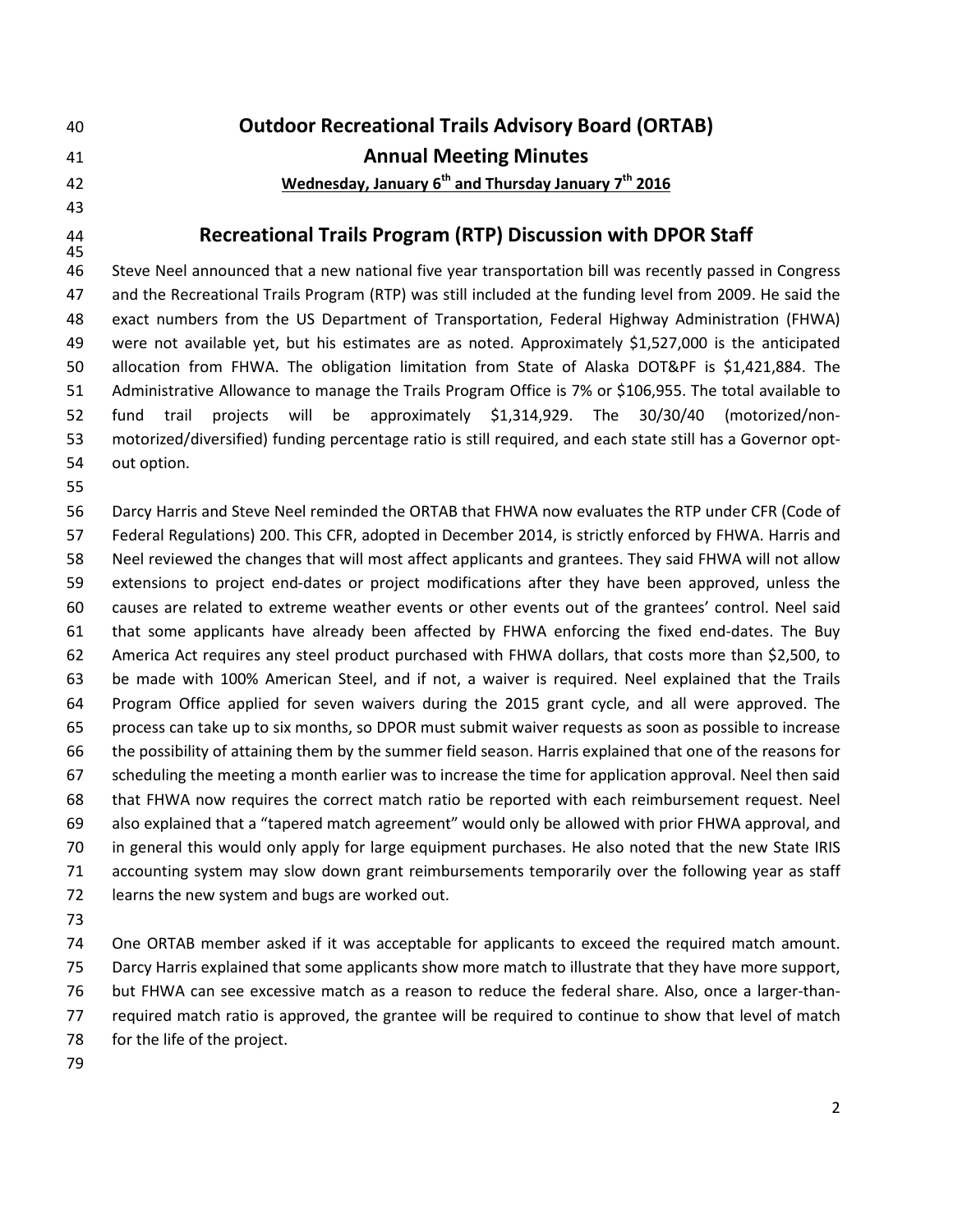# Outdoor Recreational Trails Advisory Board (ORTAB)

## Annual Meeting Minutes

**<u>Wednesday, January 6th and Thursday January 7th 2016</u>**

## Recreational Trails Program (RTP) Discussion with DPOR Staff

Steve Neel announced that a new national five year transportation bill was recently passed in Congress and the Recreational Trails Program (RTP) was still included at the funding level from 2009. He said the exact numbers from the US Department of Transportation, Federal Highway Administration (FHWA) were not available yet, but his estimates are as noted. Approximately $1,527,000 is the anticipated allocation from FHWA. The obligation limitation from State of Alaska DOT&PF is $1,421,884. The Administrative Allowance to manage the Trails Program Office is 7% or $106,955. The total available to fund trail projects will be approximately $1,314,929. The 30/30/40 (motorized/non-motorized/diversified) funding percentage ratio is still required, and each state still has a Governor opt-out option.

Darcy Harris and Steve Neel reminded the ORTAB that FHWA now evaluates the RTP under CFR (Code of Federal Regulations) 200. This CFR, adopted in December 2014, is strictly enforced by FHWA. Harris and Neel reviewed the changes that will most affect applicants and grantees. They said FHWA will not allow extensions to project end-dates or project modifications after they have been approved, unless the causes are related to extreme weather events or other events out of the grantees' control. Neel said that some applicants have already been affected by FHWA enforcing the fixed end-dates. The Buy America Act requires any steel product purchased with FHWA dollars, that costs more than $2,500, to be made with 100% American Steel, and if not, a waiver is required. Neel explained that the Trails Program Office applied for seven waivers during the 2015 grant cycle, and all were approved. The process can take up to six months, so DPOR must submit waiver requests as soon as possible to increase the possibility of attaining them by the summer field season. Harris explained that one of the reasons for scheduling the meeting a month earlier was to increase the time for application approval. Neel then said that FHWA now requires the correct match ratio be reported with each reimbursement request. Neel also explained that a "tapered match agreement" would only be allowed with prior FHWA approval, and in general this would only apply for large equipment purchases. He also noted that the new State IRIS accounting system may slow down grant reimbursements temporarily over the following year as staff learns the new system and bugs are worked out.

One ORTAB member asked if it was acceptable for applicants to exceed the required match amount. Darcy Harris explained that some applicants show more match to illustrate that they have more support, but FHWA can see excessive match as a reason to reduce the federal share. Also, once a larger-than-required match ratio is approved, the grantee will be required to continue to show that level of match for the life of the project.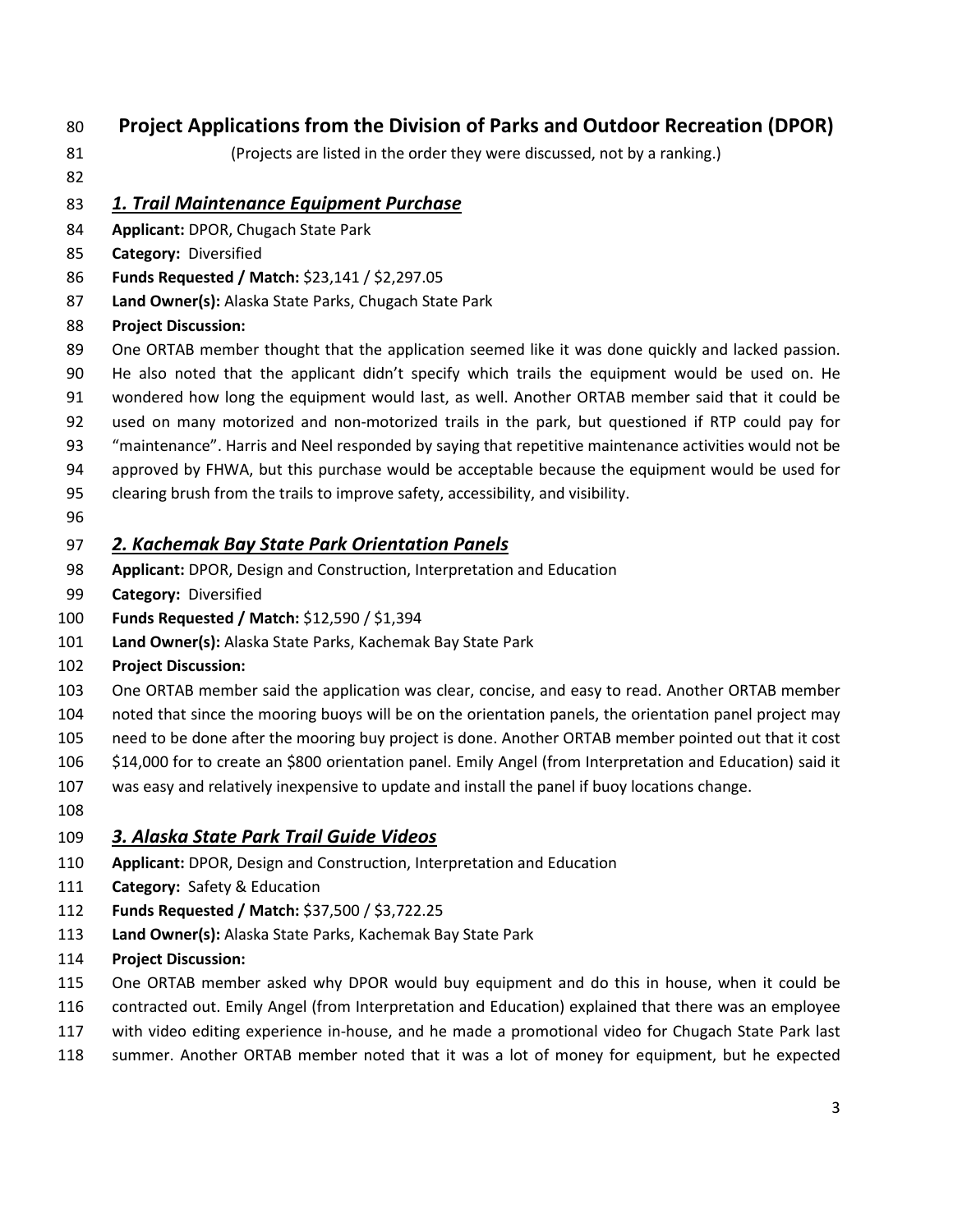## Project Applications from the Division of Parks and Outdoor Recreation (DPOR)

(Projects are listed in the order they were discussed, not by a ranking.)

### ***1. Trail Maintenance Equipment Purchase***

**Applicant:** DPOR, Chugach State Park
**Category:** Diversified
**Funds Requested / Match:** $23,141 / $2,297.05
**Land Owner(s):** Alaska State Parks, Chugach State Park
**Project Discussion:**
One ORTAB member thought that the application seemed like it was done quickly and lacked passion. He also noted that the applicant didn't specify which trails the equipment would be used on. He wondered how long the equipment would last, as well. Another ORTAB member said that it could be used on many motorized and non-motorized trails in the park, but questioned if RTP could pay for "maintenance". Harris and Neel responded by saying that repetitive maintenance activities would not be approved by FHWA, but this purchase would be acceptable because the equipment would be used for clearing brush from the trails to improve safety, accessibility, and visibility.

### ***2. Kachemak Bay State Park Orientation Panels***

**Applicant:** DPOR, Design and Construction, Interpretation and Education
**Category:** Diversified
**Funds Requested / Match:** $12,590 / $1,394
**Land Owner(s):** Alaska State Parks, Kachemak Bay State Park
**Project Discussion:**
One ORTAB member said the application was clear, concise, and easy to read. Another ORTAB member noted that since the mooring buoys will be on the orientation panels, the orientation panel project may need to be done after the mooring buy project is done. Another ORTAB member pointed out that it cost $14,000 for to create an $800 orientation panel. Emily Angel (from Interpretation and Education) said it was easy and relatively inexpensive to update and install the panel if buoy locations change.

### ***3. Alaska State Park Trail Guide Videos***

**Applicant:** DPOR, Design and Construction, Interpretation and Education
**Category:** Safety & Education
**Funds Requested / Match:** $37,500 / $3,722.25
**Land Owner(s):** Alaska State Parks, Kachemak Bay State Park
**Project Discussion:**
One ORTAB member asked why DPOR would buy equipment and do this in house, when it could be contracted out. Emily Angel (from Interpretation and Education) explained that there was an employee with video editing experience in-house, and he made a promotional video for Chugach State Park last summer. Another ORTAB member noted that it was a lot of money for equipment, but he expected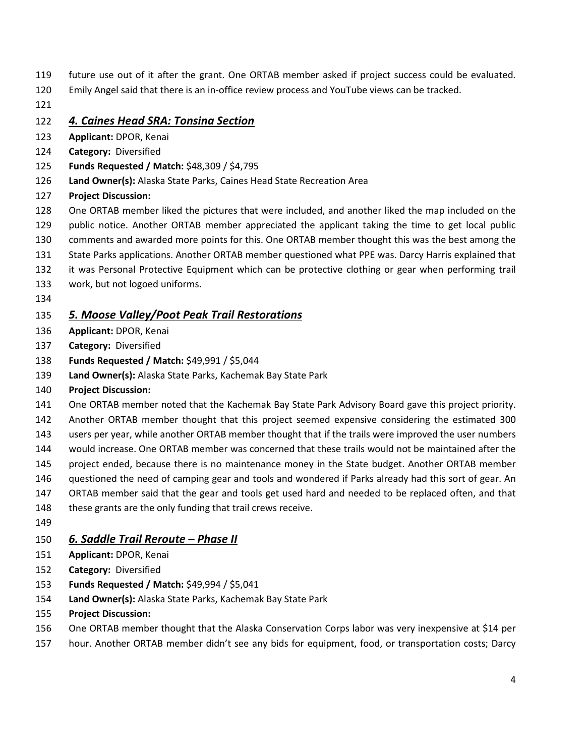future use out of it after the grant. One ORTAB member asked if project success could be evaluated. Emily Angel said that there is an in-office review process and YouTube views can be tracked.

### ***4. Caines Head SRA: Tonsina Section***

**Applicant:** DPOR, Kenai
**Category:** Diversified
**Funds Requested / Match:** $48,309 / $4,795
**Land Owner(s):** Alaska State Parks, Caines Head State Recreation Area
**Project Discussion:**

One ORTAB member liked the pictures that were included, and another liked the map included on the public notice. Another ORTAB member appreciated the applicant taking the time to get local public comments and awarded more points for this. One ORTAB member thought this was the best among the State Parks applications. Another ORTAB member questioned what PPE was. Darcy Harris explained that it was Personal Protective Equipment which can be protective clothing or gear when performing trail work, but not logoed uniforms.

### ***5. Moose Valley/Poot Peak Trail Restorations***

**Applicant:** DPOR, Kenai
**Category:** Diversified
**Funds Requested / Match:** $49,991 / $5,044
**Land Owner(s):** Alaska State Parks, Kachemak Bay State Park
**Project Discussion:**

One ORTAB member noted that the Kachemak Bay State Park Advisory Board gave this project priority. Another ORTAB member thought that this project seemed expensive considering the estimated 300 users per year, while another ORTAB member thought that if the trails were improved the user numbers would increase. One ORTAB member was concerned that these trails would not be maintained after the project ended, because there is no maintenance money in the State budget. Another ORTAB member questioned the need of camping gear and tools and wondered if Parks already had this sort of gear. An ORTAB member said that the gear and tools get used hard and needed to be replaced often, and that these grants are the only funding that trail crews receive.

### ***6. Saddle Trail Reroute – Phase II***

**Applicant:** DPOR, Kenai
**Category:** Diversified
**Funds Requested / Match:** $49,994 / $5,041
**Land Owner(s):** Alaska State Parks, Kachemak Bay State Park
**Project Discussion:**

One ORTAB member thought that the Alaska Conservation Corps labor was very inexpensive at $14 per hour. Another ORTAB member didn't see any bids for equipment, food, or transportation costs; Darcy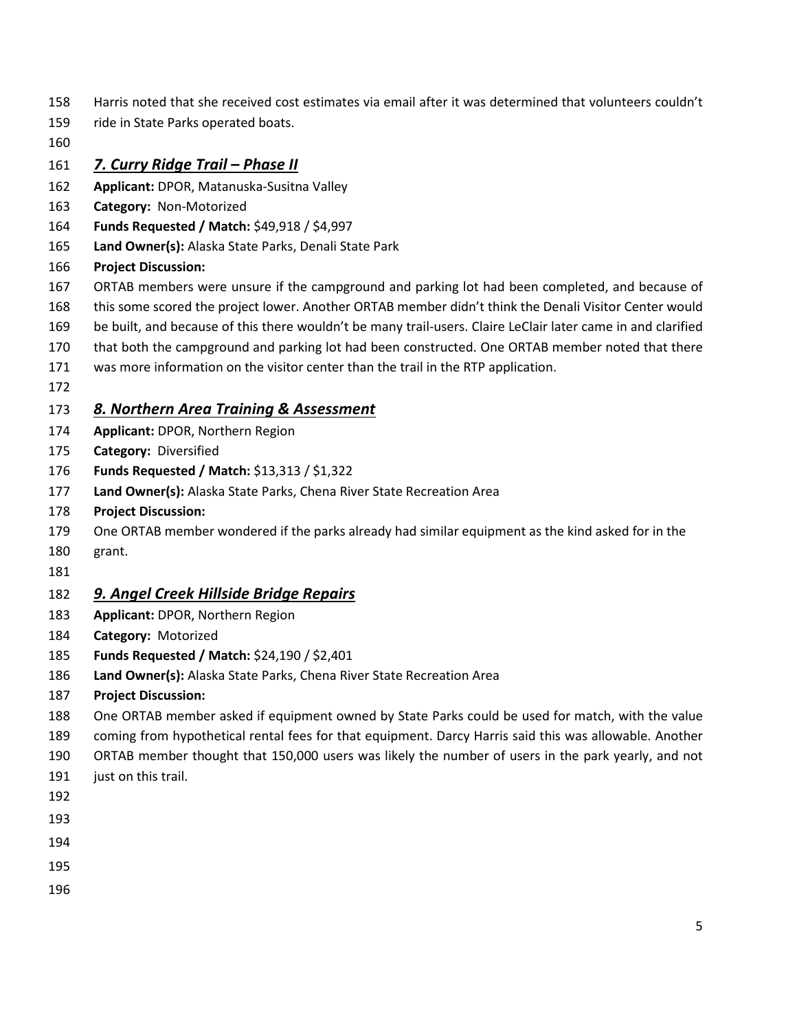Harris noted that she received cost estimates via email after it was determined that volunteers couldn't ride in State Parks operated boats.

### ***7. Curry Ridge Trail – Phase II***

**Applicant:** DPOR, Matanuska-Susitna Valley
**Category:** Non-Motorized
**Funds Requested / Match:** $49,918 / $4,997
**Land Owner(s):** Alaska State Parks, Denali State Park
**Project Discussion:**
ORTAB members were unsure if the campground and parking lot had been completed, and because of this some scored the project lower. Another ORTAB member didn't think the Denali Visitor Center would be built, and because of this there wouldn't be many trail-users. Claire LeClair later came in and clarified that both the campground and parking lot had been constructed. One ORTAB member noted that there was more information on the visitor center than the trail in the RTP application.

### ***8. Northern Area Training & Assessment***

**Applicant:** DPOR, Northern Region
**Category:** Diversified
**Funds Requested / Match:** $13,313 / $1,322
**Land Owner(s):** Alaska State Parks, Chena River State Recreation Area
**Project Discussion:**
One ORTAB member wondered if the parks already had similar equipment as the kind asked for in the grant.

### ***9. Angel Creek Hillside Bridge Repairs***

**Applicant:** DPOR, Northern Region
**Category:** Motorized
**Funds Requested / Match:** $24,190 / $2,401
**Land Owner(s):** Alaska State Parks, Chena River State Recreation Area
**Project Discussion:**
One ORTAB member asked if equipment owned by State Parks could be used for match, with the value coming from hypothetical rental fees for that equipment. Darcy Harris said this was allowable. Another ORTAB member thought that 150,000 users was likely the number of users in the park yearly, and not just on this trail.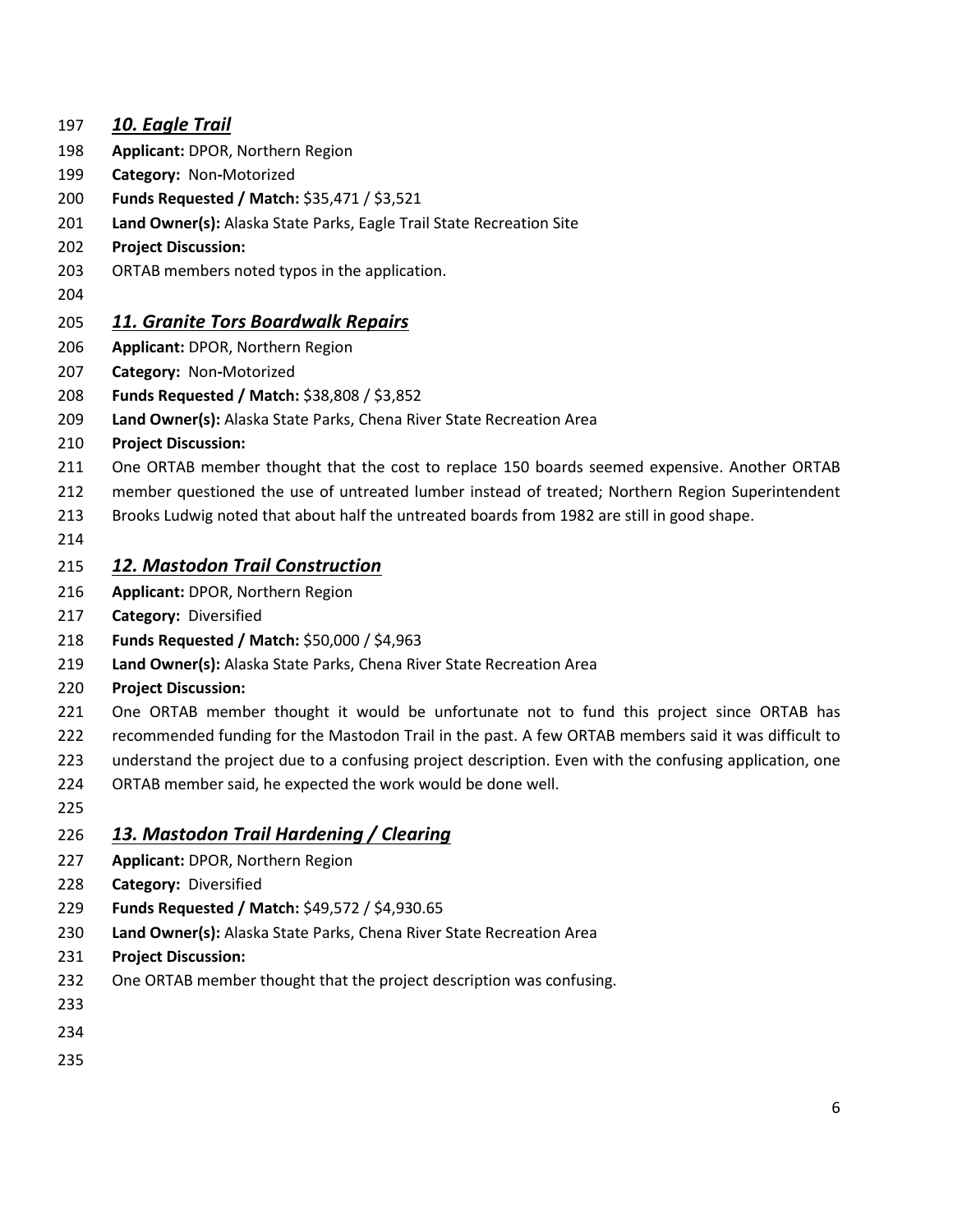### *10. Eagle Trail*

**Applicant:** DPOR, Northern Region
**Category:** Non-Motorized
**Funds Requested / Match:** $35,471 / $3,521
**Land Owner(s):** Alaska State Parks, Eagle Trail State Recreation Site
**Project Discussion:**
ORTAB members noted typos in the application.

### *11. Granite Tors Boardwalk Repairs*

**Applicant:** DPOR, Northern Region
**Category:** Non-Motorized
**Funds Requested / Match:** $38,808 / $3,852
**Land Owner(s):** Alaska State Parks, Chena River State Recreation Area
**Project Discussion:**
One ORTAB member thought that the cost to replace 150 boards seemed expensive. Another ORTAB member questioned the use of untreated lumber instead of treated; Northern Region Superintendent Brooks Ludwig noted that about half the untreated boards from 1982 are still in good shape.

### *12. Mastodon Trail Construction*

**Applicant:** DPOR, Northern Region
**Category:** Diversified
**Funds Requested / Match:** $50,000 / $4,963
**Land Owner(s):** Alaska State Parks, Chena River State Recreation Area
**Project Discussion:**
One ORTAB member thought it would be unfortunate not to fund this project since ORTAB has recommended funding for the Mastodon Trail in the past. A few ORTAB members said it was difficult to understand the project due to a confusing project description. Even with the confusing application, one ORTAB member said, he expected the work would be done well.

### *13. Mastodon Trail Hardening / Clearing*

**Applicant:** DPOR, Northern Region
**Category:** Diversified
**Funds Requested / Match:** $49,572 / $4,930.65
**Land Owner(s):** Alaska State Parks, Chena River State Recreation Area
**Project Discussion:**
One ORTAB member thought that the project description was confusing.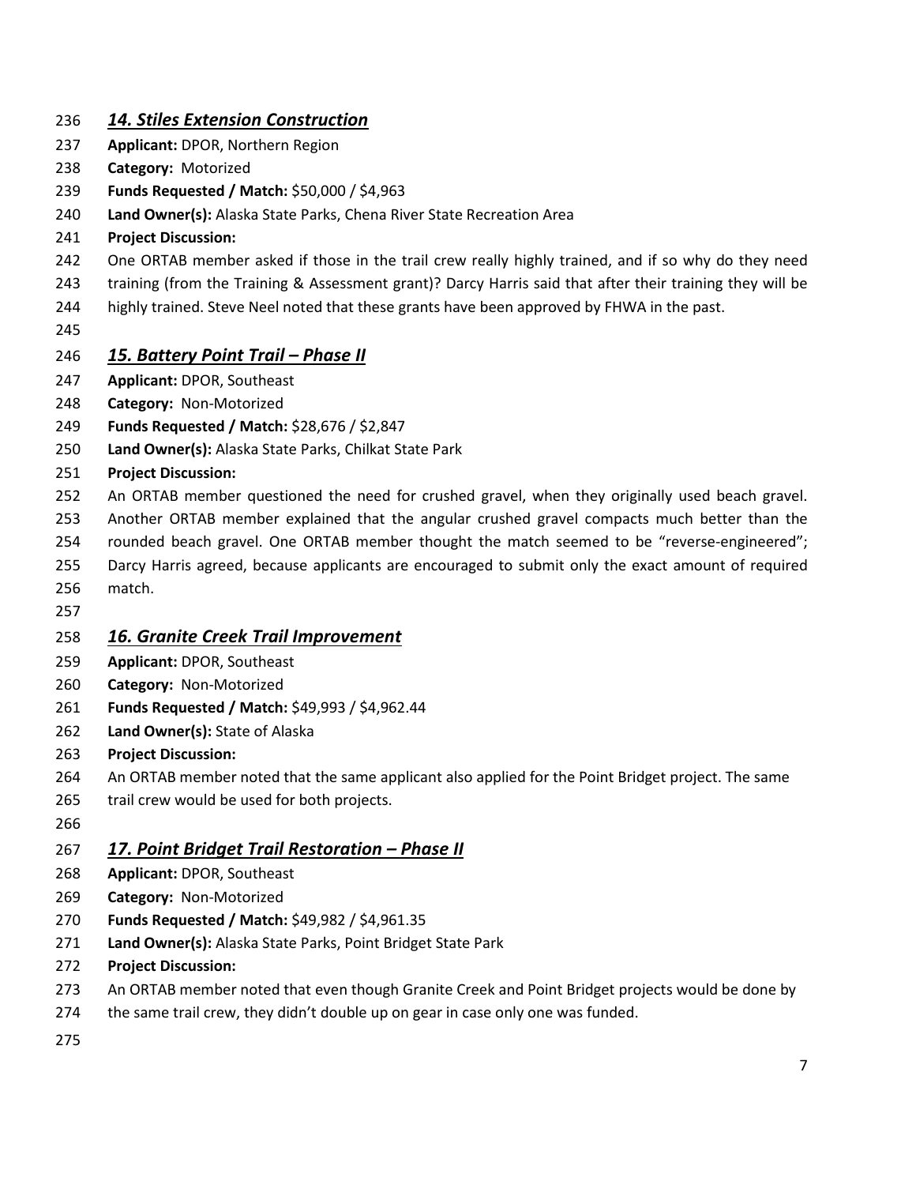### ***14. Stiles Extension Construction***

**Applicant:** DPOR, Northern Region

**Category:** Motorized

**Funds Requested / Match:** $50,000 / $4,963

**Land Owner(s):** Alaska State Parks, Chena River State Recreation Area

**Project Discussion:**

One ORTAB member asked if those in the trail crew really highly trained, and if so why do they need training (from the Training & Assessment grant)? Darcy Harris said that after their training they will be highly trained. Steve Neel noted that these grants have been approved by FHWA in the past.

### ***15. Battery Point Trail – Phase II***

**Applicant:** DPOR, Southeast

**Category:** Non-Motorized

**Funds Requested / Match:** $28,676 / $2,847

**Land Owner(s):** Alaska State Parks, Chilkat State Park

**Project Discussion:**

An ORTAB member questioned the need for crushed gravel, when they originally used beach gravel. Another ORTAB member explained that the angular crushed gravel compacts much better than the rounded beach gravel. One ORTAB member thought the match seemed to be "reverse-engineered"; Darcy Harris agreed, because applicants are encouraged to submit only the exact amount of required match.

### ***16. Granite Creek Trail Improvement***

**Applicant:** DPOR, Southeast

**Category:** Non-Motorized

**Funds Requested / Match:** $49,993 / $4,962.44

**Land Owner(s):** State of Alaska

**Project Discussion:**

An ORTAB member noted that the same applicant also applied for the Point Bridget project. The same trail crew would be used for both projects.

### ***17. Point Bridget Trail Restoration – Phase II***

**Applicant:** DPOR, Southeast

**Category:** Non-Motorized

**Funds Requested / Match:** $49,982 / $4,961.35

**Land Owner(s):** Alaska State Parks, Point Bridget State Park

**Project Discussion:**

An ORTAB member noted that even though Granite Creek and Point Bridget projects would be done by the same trail crew, they didn't double up on gear in case only one was funded.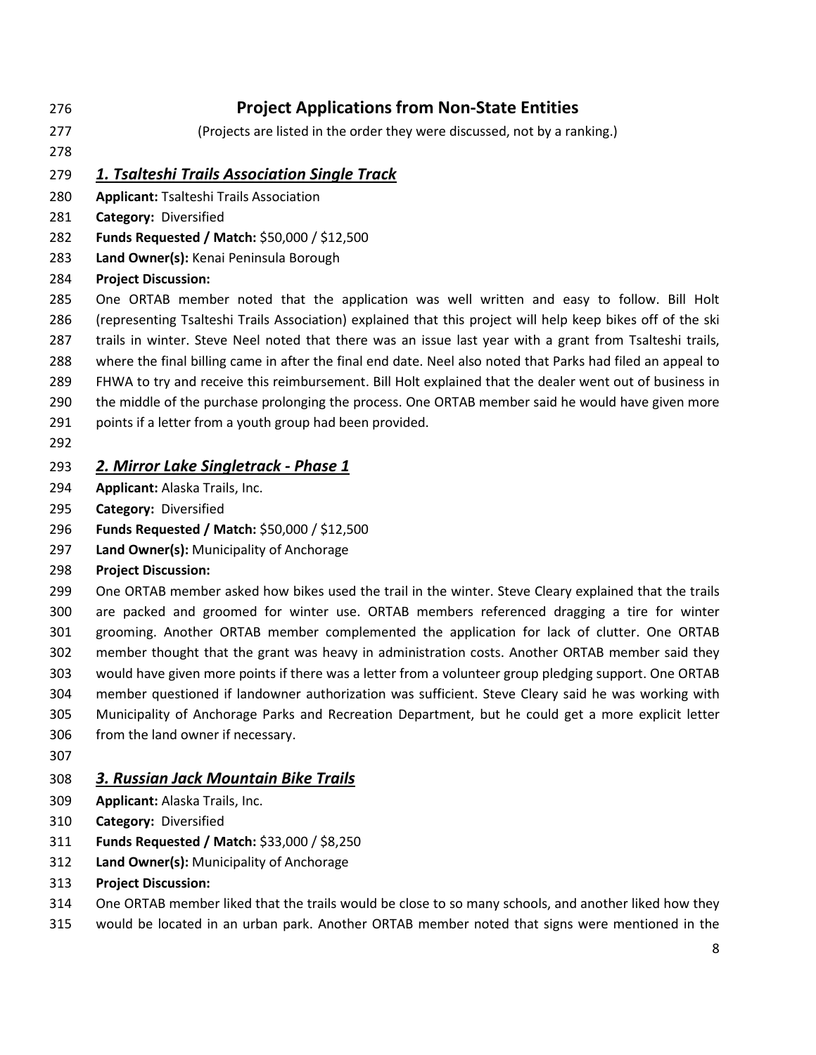## Project Applications from Non-State Entities

(Projects are listed in the order they were discussed, not by a ranking.)

### *1. Tsalteshi Trails Association Single Track*

**Applicant:** Tsalteshi Trails Association

**Category:** Diversified

**Funds Requested / Match:** $50,000 / $12,500

**Land Owner(s):** Kenai Peninsula Borough

**Project Discussion:**

One ORTAB member noted that the application was well written and easy to follow. Bill Holt (representing Tsalteshi Trails Association) explained that this project will help keep bikes off of the ski trails in winter. Steve Neel noted that there was an issue last year with a grant from Tsalteshi trails, where the final billing came in after the final end date. Neel also noted that Parks had filed an appeal to FHWA to try and receive this reimbursement. Bill Holt explained that the dealer went out of business in the middle of the purchase prolonging the process. One ORTAB member said he would have given more points if a letter from a youth group had been provided.

### *2. Mirror Lake Singletrack - Phase 1*

**Applicant:** Alaska Trails, Inc.

**Category:** Diversified

**Funds Requested / Match:** $50,000 / $12,500

**Land Owner(s):** Municipality of Anchorage

**Project Discussion:**

One ORTAB member asked how bikes used the trail in the winter. Steve Cleary explained that the trails are packed and groomed for winter use. ORTAB members referenced dragging a tire for winter grooming. Another ORTAB member complemented the application for lack of clutter. One ORTAB member thought that the grant was heavy in administration costs. Another ORTAB member said they would have given more points if there was a letter from a volunteer group pledging support. One ORTAB member questioned if landowner authorization was sufficient. Steve Cleary said he was working with Municipality of Anchorage Parks and Recreation Department, but he could get a more explicit letter from the land owner if necessary.

### *3. Russian Jack Mountain Bike Trails*

**Applicant:** Alaska Trails, Inc.

**Category:** Diversified

**Funds Requested / Match:** $33,000 / $8,250

**Land Owner(s):** Municipality of Anchorage

**Project Discussion:**

One ORTAB member liked that the trails would be close to so many schools, and another liked how they would be located in an urban park. Another ORTAB member noted that signs were mentioned in the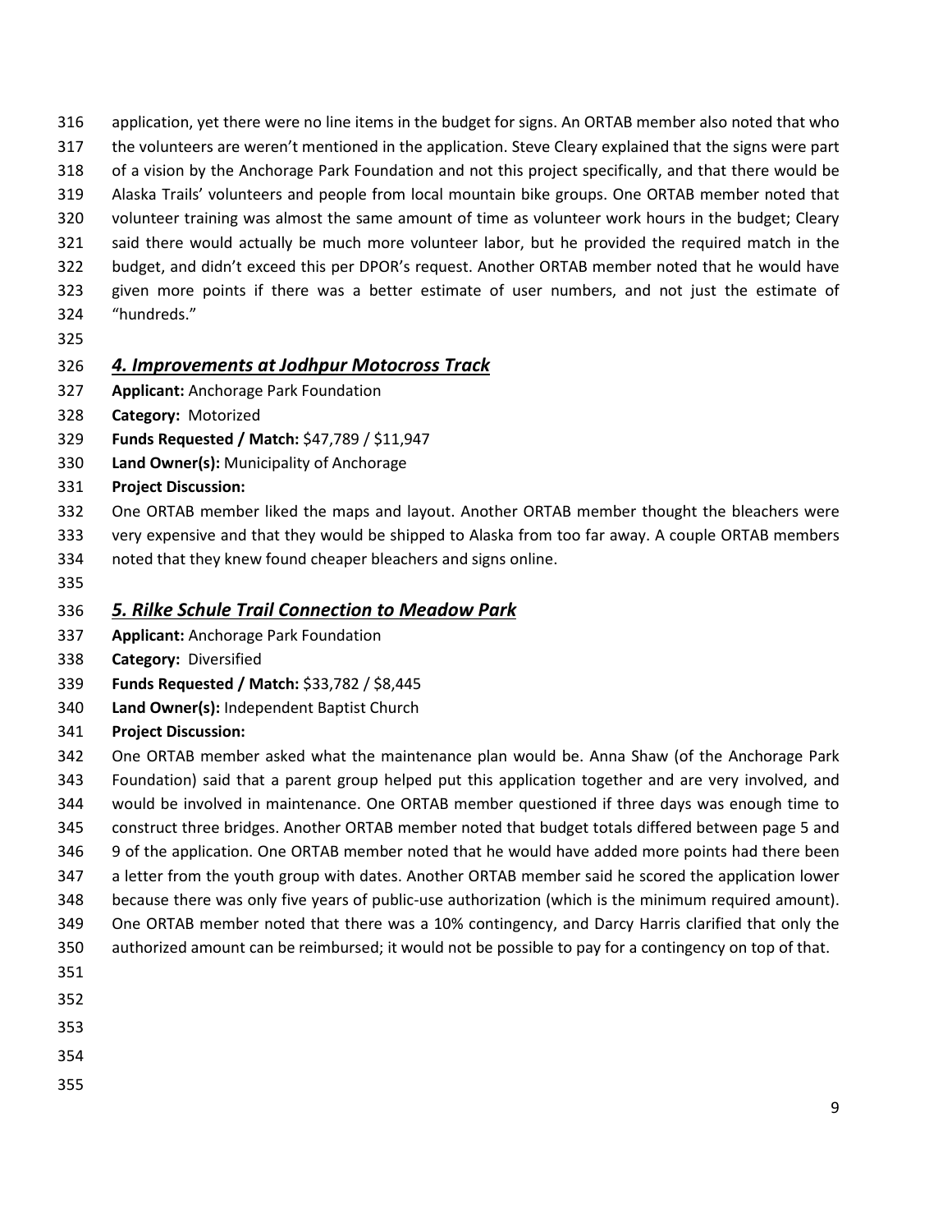application, yet there were no line items in the budget for signs. An ORTAB member also noted that who the volunteers are weren't mentioned in the application. Steve Cleary explained that the signs were part of a vision by the Anchorage Park Foundation and not this project specifically, and that there would be Alaska Trails' volunteers and people from local mountain bike groups. One ORTAB member noted that volunteer training was almost the same amount of time as volunteer work hours in the budget; Cleary said there would actually be much more volunteer labor, but he provided the required match in the budget, and didn't exceed this per DPOR's request. Another ORTAB member noted that he would have given more points if there was a better estimate of user numbers, and not just the estimate of "hundreds."

### ***4. Improvements at Jodhpur Motocross Track***

**Applicant:** Anchorage Park Foundation
**Category:** Motorized
**Funds Requested / Match:** \$47,789 / \$11,947
**Land Owner(s):** Municipality of Anchorage
**Project Discussion:**

One ORTAB member liked the maps and layout. Another ORTAB member thought the bleachers were very expensive and that they would be shipped to Alaska from too far away. A couple ORTAB members noted that they knew found cheaper bleachers and signs online.

### ***5. Rilke Schule Trail Connection to Meadow Park***

**Applicant:** Anchorage Park Foundation
**Category:** Diversified
**Funds Requested / Match:** \$33,782 / \$8,445
**Land Owner(s):** Independent Baptist Church
**Project Discussion:**

One ORTAB member asked what the maintenance plan would be. Anna Shaw (of the Anchorage Park Foundation) said that a parent group helped put this application together and are very involved, and would be involved in maintenance. One ORTAB member questioned if three days was enough time to construct three bridges. Another ORTAB member noted that budget totals differed between page 5 and 9 of the application. One ORTAB member noted that he would have added more points had there been a letter from the youth group with dates. Another ORTAB member said he scored the application lower because there was only five years of public-use authorization (which is the minimum required amount). One ORTAB member noted that there was a 10% contingency, and Darcy Harris clarified that only the authorized amount can be reimbursed; it would not be possible to pay for a contingency on top of that.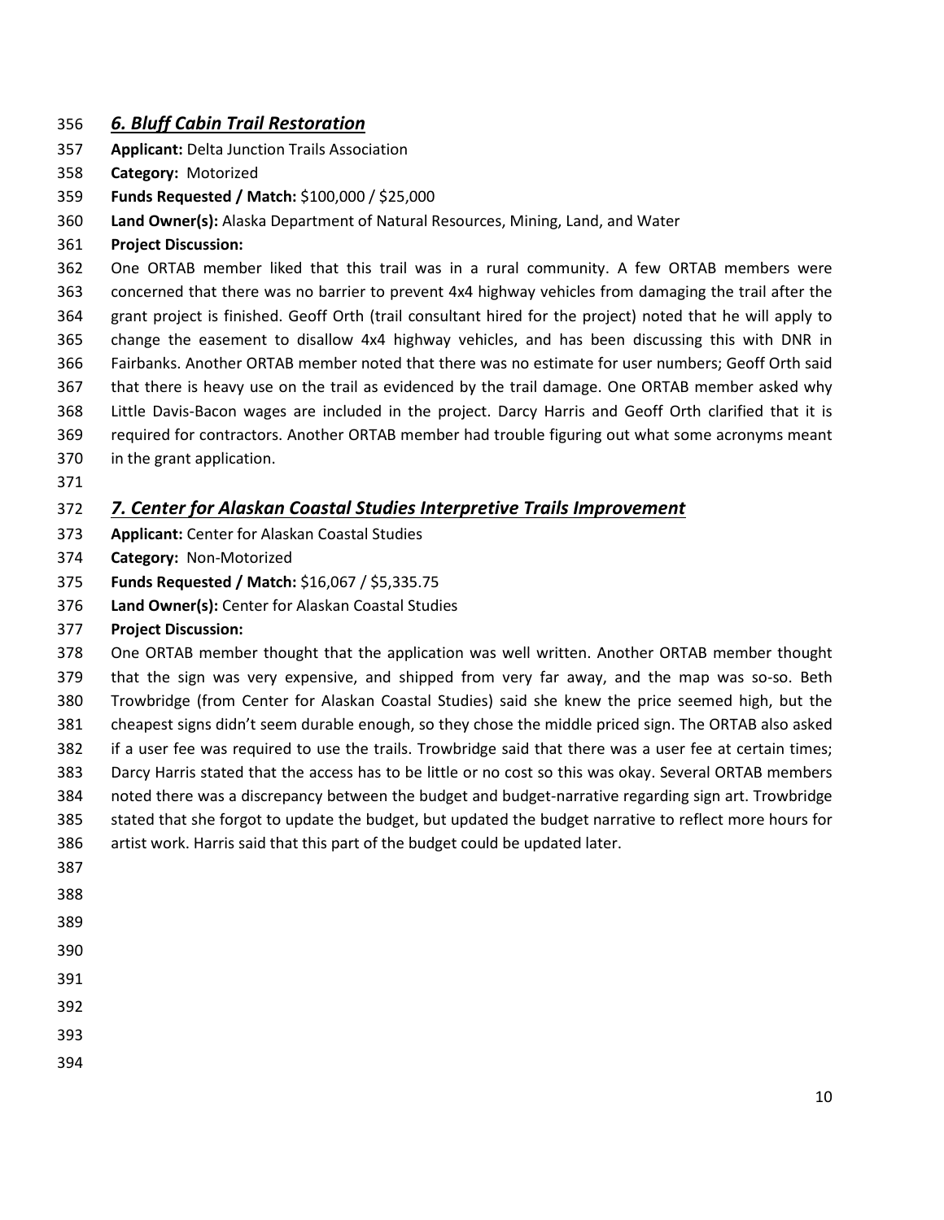### *6. Bluff Cabin Trail Restoration*

**Applicant:** Delta Junction Trails Association
**Category:** Motorized
**Funds Requested / Match:** $100,000 / $25,000
**Land Owner(s):** Alaska Department of Natural Resources, Mining, Land, and Water
**Project Discussion:**
One ORTAB member liked that this trail was in a rural community. A few ORTAB members were concerned that there was no barrier to prevent 4x4 highway vehicles from damaging the trail after the grant project is finished. Geoff Orth (trail consultant hired for the project) noted that he will apply to change the easement to disallow 4x4 highway vehicles, and has been discussing this with DNR in Fairbanks. Another ORTAB member noted that there was no estimate for user numbers; Geoff Orth said that there is heavy use on the trail as evidenced by the trail damage. One ORTAB member asked why Little Davis-Bacon wages are included in the project. Darcy Harris and Geoff Orth clarified that it is required for contractors. Another ORTAB member had trouble figuring out what some acronyms meant in the grant application.

### *7. Center for Alaskan Coastal Studies Interpretive Trails Improvement*

**Applicant:** Center for Alaskan Coastal Studies
**Category:** Non-Motorized
**Funds Requested / Match:** $16,067 / $5,335.75
**Land Owner(s):** Center for Alaskan Coastal Studies
**Project Discussion:**
One ORTAB member thought that the application was well written. Another ORTAB member thought that the sign was very expensive, and shipped from very far away, and the map was so-so. Beth Trowbridge (from Center for Alaskan Coastal Studies) said she knew the price seemed high, but the cheapest signs didn't seem durable enough, so they chose the middle priced sign. The ORTAB also asked if a user fee was required to use the trails. Trowbridge said that there was a user fee at certain times; Darcy Harris stated that the access has to be little or no cost so this was okay. Several ORTAB members noted there was a discrepancy between the budget and budget-narrative regarding sign art. Trowbridge stated that she forgot to update the budget, but updated the budget narrative to reflect more hours for artist work. Harris said that this part of the budget could be updated later.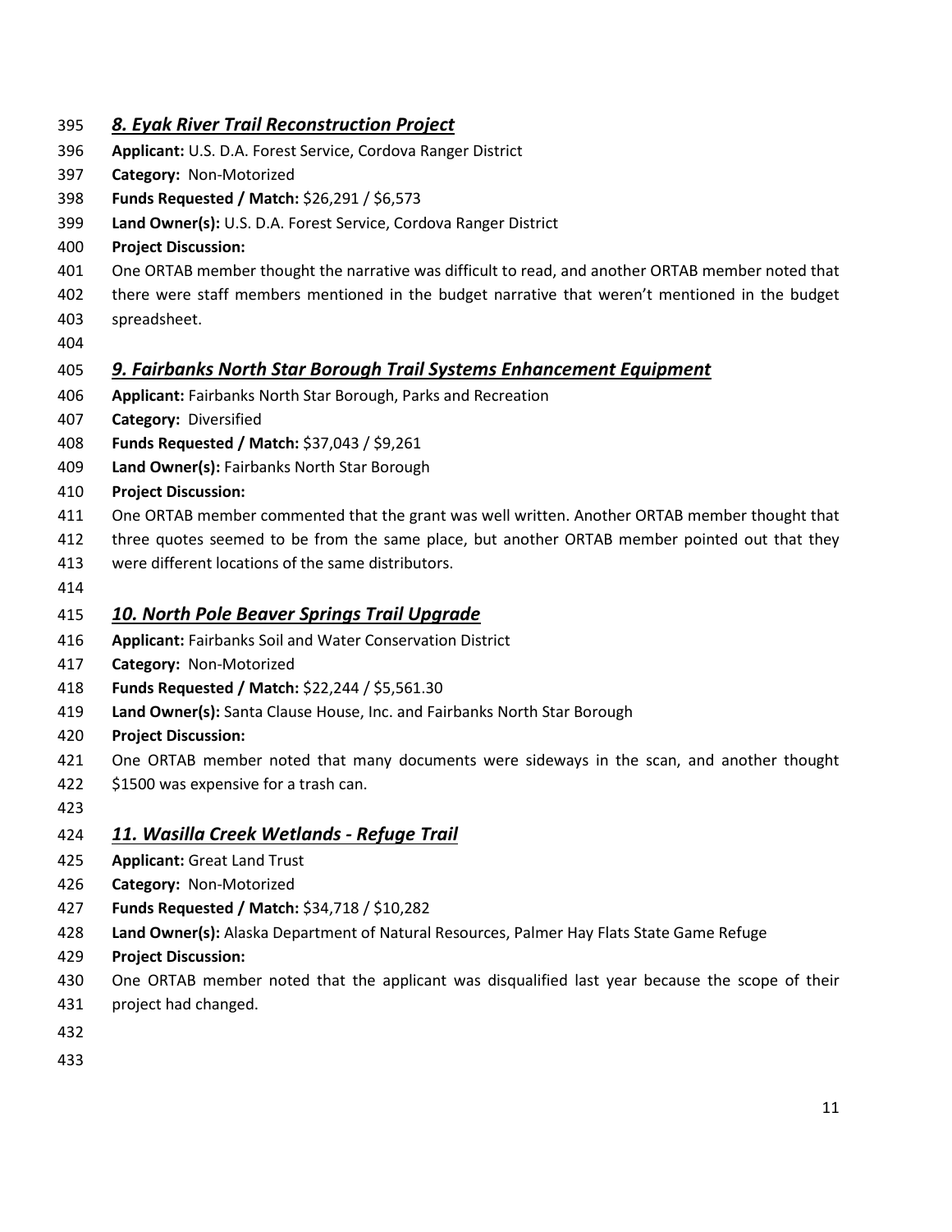### ***8. Eyak River Trail Reconstruction Project***

**Applicant:** U.S. D.A. Forest Service, Cordova Ranger District
**Category:** Non-Motorized
**Funds Requested / Match:** $26,291 / $6,573
**Land Owner(s):** U.S. D.A. Forest Service, Cordova Ranger District
**Project Discussion:**
One ORTAB member thought the narrative was difficult to read, and another ORTAB member noted that there were staff members mentioned in the budget narrative that weren't mentioned in the budget spreadsheet.

### ***9. Fairbanks North Star Borough Trail Systems Enhancement Equipment***

**Applicant:** Fairbanks North Star Borough, Parks and Recreation
**Category:** Diversified
**Funds Requested / Match:** $37,043 / $9,261
**Land Owner(s):** Fairbanks North Star Borough
**Project Discussion:**
One ORTAB member commented that the grant was well written. Another ORTAB member thought that three quotes seemed to be from the same place, but another ORTAB member pointed out that they were different locations of the same distributors.

### ***10. North Pole Beaver Springs Trail Upgrade***

**Applicant:** Fairbanks Soil and Water Conservation District
**Category:** Non-Motorized
**Funds Requested / Match:** $22,244 / $5,561.30
**Land Owner(s):** Santa Clause House, Inc. and Fairbanks North Star Borough
**Project Discussion:**
One ORTAB member noted that many documents were sideways in the scan, and another thought $1500 was expensive for a trash can.

### ***11. Wasilla Creek Wetlands - Refuge Trail***

**Applicant:** Great Land Trust
**Category:** Non-Motorized
**Funds Requested / Match:** $34,718 / $10,282
**Land Owner(s):** Alaska Department of Natural Resources, Palmer Hay Flats State Game Refuge
**Project Discussion:**
One ORTAB member noted that the applicant was disqualified last year because the scope of their project had changed.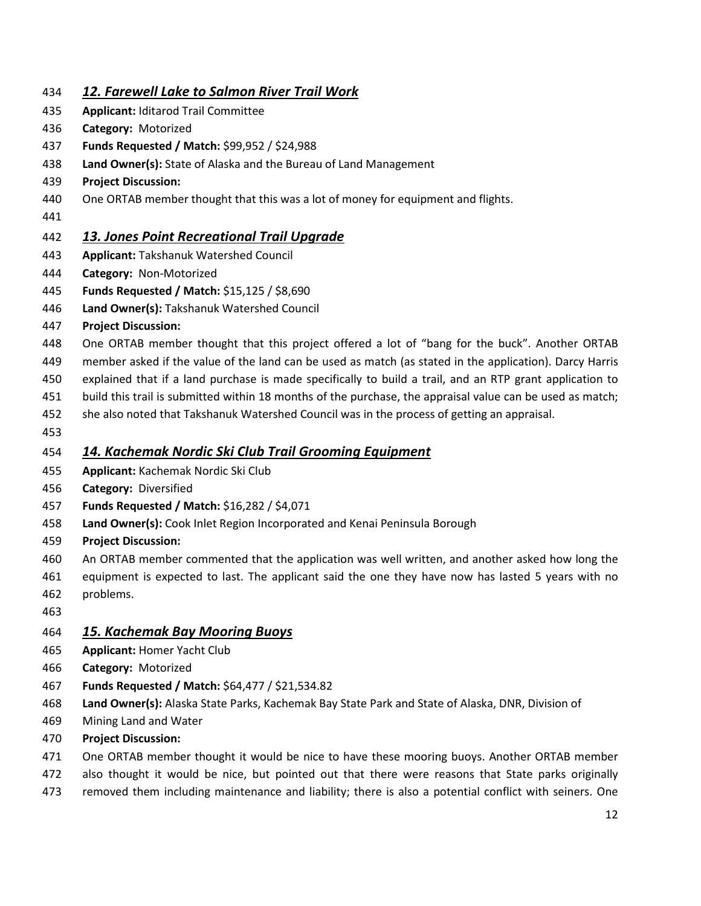### ***12. Farewell Lake to Salmon River Trail Work***

**Applicant:** Iditarod Trail Committee
**Category:** Motorized
**Funds Requested / Match:** $99,952 / $24,988
**Land Owner(s):** State of Alaska and the Bureau of Land Management
**Project Discussion:**

One ORTAB member thought that this was a lot of money for equipment and flights.

### ***13. Jones Point Recreational Trail Upgrade***

**Applicant:** Takshanuk Watershed Council
**Category:** Non-Motorized
**Funds Requested / Match:** $15,125 / $8,690
**Land Owner(s):** Takshanuk Watershed Council
**Project Discussion:**

One ORTAB member thought that this project offered a lot of "bang for the buck". Another ORTAB member asked if the value of the land can be used as match (as stated in the application). Darcy Harris explained that if a land purchase is made specifically to build a trail, and an RTP grant application to build this trail is submitted within 18 months of the purchase, the appraisal value can be used as match; she also noted that Takshanuk Watershed Council was in the process of getting an appraisal.

### ***14. Kachemak Nordic Ski Club Trail Grooming Equipment***

**Applicant:** Kachemak Nordic Ski Club
**Category:** Diversified
**Funds Requested / Match:** $16,282 / $4,071
**Land Owner(s):** Cook Inlet Region Incorporated and Kenai Peninsula Borough
**Project Discussion:**

An ORTAB member commented that the application was well written, and another asked how long the equipment is expected to last. The applicant said the one they have now has lasted 5 years with no problems.

### ***15. Kachemak Bay Mooring Buoys***

**Applicant:** Homer Yacht Club
**Category:** Motorized
**Funds Requested / Match:** $64,477 / $21,534.82
**Land Owner(s):** Alaska State Parks, Kachemak Bay State Park and State of Alaska, DNR, Division of Mining Land and Water
**Project Discussion:**

One ORTAB member thought it would be nice to have these mooring buoys. Another ORTAB member also thought it would be nice, but pointed out that there were reasons that State parks originally removed them including maintenance and liability; there is also a potential conflict with seiners. One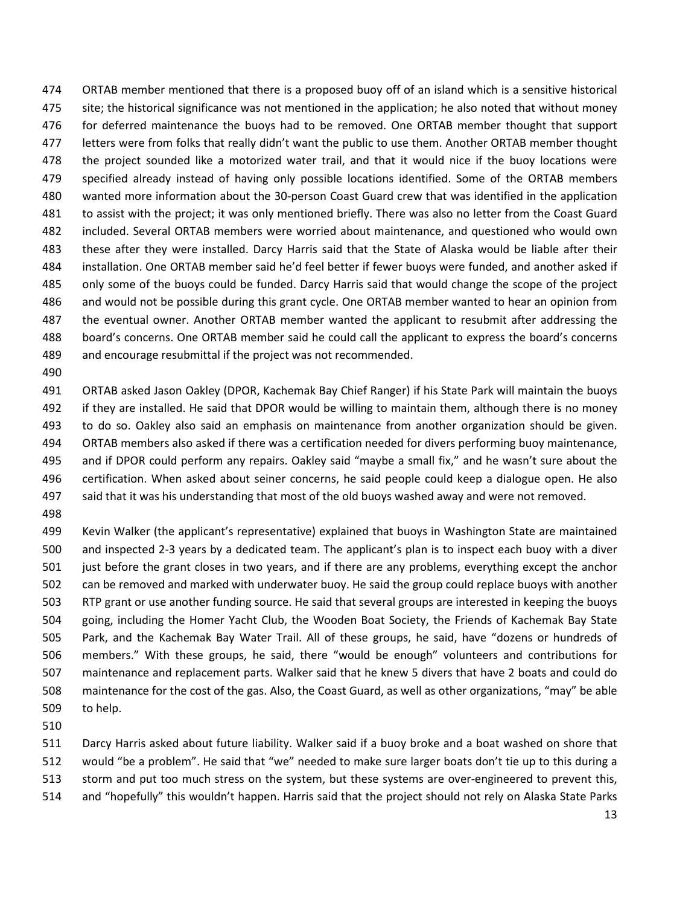ORTAB member mentioned that there is a proposed buoy off of an island which is a sensitive historical site; the historical significance was not mentioned in the application; he also noted that without money for deferred maintenance the buoys had to be removed. One ORTAB member thought that support letters were from folks that really didn't want the public to use them. Another ORTAB member thought the project sounded like a motorized water trail, and that it would nice if the buoy locations were specified already instead of having only possible locations identified. Some of the ORTAB members wanted more information about the 30-person Coast Guard crew that was identified in the application to assist with the project; it was only mentioned briefly. There was also no letter from the Coast Guard included. Several ORTAB members were worried about maintenance, and questioned who would own these after they were installed. Darcy Harris said that the State of Alaska would be liable after their installation. One ORTAB member said he'd feel better if fewer buoys were funded, and another asked if only some of the buoys could be funded. Darcy Harris said that would change the scope of the project and would not be possible during this grant cycle. One ORTAB member wanted to hear an opinion from the eventual owner. Another ORTAB member wanted the applicant to resubmit after addressing the board's concerns. One ORTAB member said he could call the applicant to express the board's concerns and encourage resubmittal if the project was not recommended.

ORTAB asked Jason Oakley (DPOR, Kachemak Bay Chief Ranger) if his State Park will maintain the buoys if they are installed. He said that DPOR would be willing to maintain them, although there is no money to do so. Oakley also said an emphasis on maintenance from another organization should be given. ORTAB members also asked if there was a certification needed for divers performing buoy maintenance, and if DPOR could perform any repairs. Oakley said "maybe a small fix," and he wasn't sure about the certification. When asked about seiner concerns, he said people could keep a dialogue open. He also said that it was his understanding that most of the old buoys washed away and were not removed.

Kevin Walker (the applicant's representative) explained that buoys in Washington State are maintained and inspected 2-3 years by a dedicated team. The applicant's plan is to inspect each buoy with a diver just before the grant closes in two years, and if there are any problems, everything except the anchor can be removed and marked with underwater buoy. He said the group could replace buoys with another RTP grant or use another funding source. He said that several groups are interested in keeping the buoys going, including the Homer Yacht Club, the Wooden Boat Society, the Friends of Kachemak Bay State Park, and the Kachemak Bay Water Trail. All of these groups, he said, have "dozens or hundreds of members." With these groups, he said, there "would be enough" volunteers and contributions for maintenance and replacement parts. Walker said that he knew 5 divers that have 2 boats and could do maintenance for the cost of the gas. Also, the Coast Guard, as well as other organizations, "may" be able to help.

Darcy Harris asked about future liability. Walker said if a buoy broke and a boat washed on shore that would "be a problem". He said that "we" needed to make sure larger boats don't tie up to this during a storm and put too much stress on the system, but these systems are over-engineered to prevent this, and "hopefully" this wouldn't happen. Harris said that the project should not rely on Alaska State Parks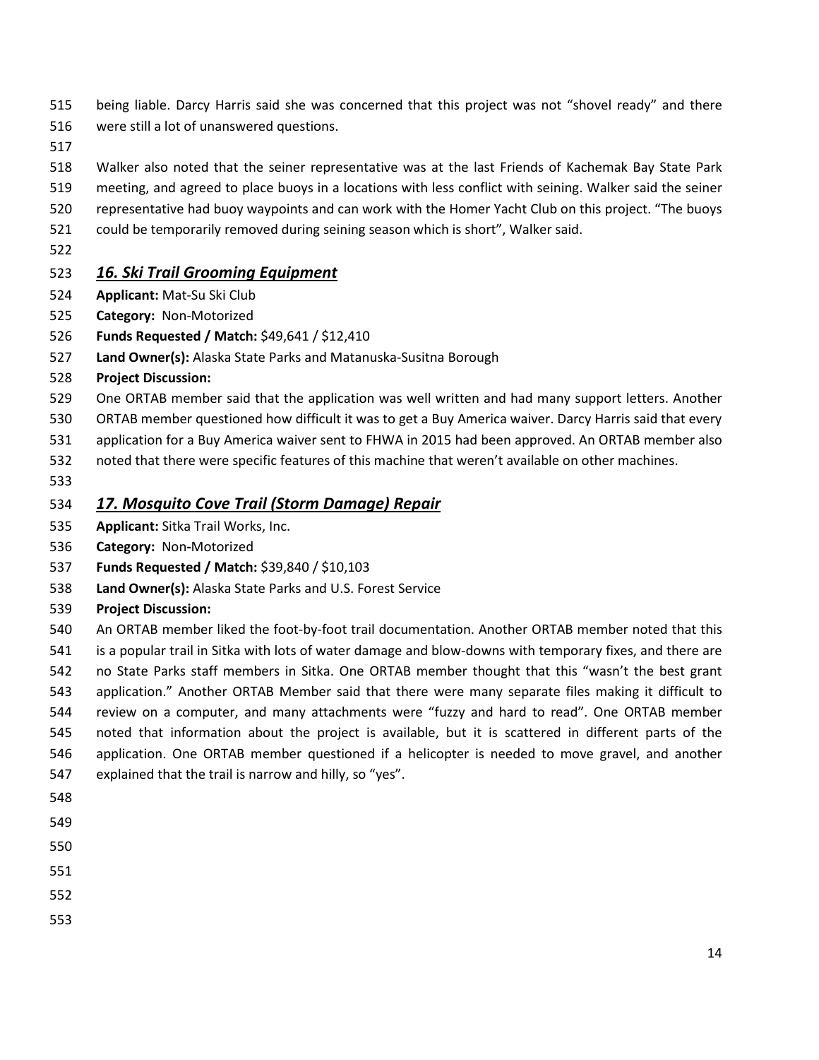being liable. Darcy Harris said she was concerned that this project was not "shovel ready" and there were still a lot of unanswered questions.

Walker also noted that the seiner representative was at the last Friends of Kachemak Bay State Park meeting, and agreed to place buoys in a locations with less conflict with seining. Walker said the seiner representative had buoy waypoints and can work with the Homer Yacht Club on this project. "The buoys could be temporarily removed during seining season which is short", Walker said.

### *16. Ski Trail Grooming Equipment*

**Applicant:** Mat-Su Ski Club

**Category:** Non-Motorized

**Funds Requested / Match:** $49,641 / $12,410

**Land Owner(s):** Alaska State Parks and Matanuska-Susitna Borough

**Project Discussion:**

One ORTAB member said that the application was well written and had many support letters. Another ORTAB member questioned how difficult it was to get a Buy America waiver. Darcy Harris said that every application for a Buy America waiver sent to FHWA in 2015 had been approved. An ORTAB member also noted that there were specific features of this machine that weren't available on other machines.

### *17. Mosquito Cove Trail (Storm Damage) Repair*

**Applicant:** Sitka Trail Works, Inc.

**Category:** Non-Motorized

**Funds Requested / Match:** $39,840 / $10,103

**Land Owner(s):** Alaska State Parks and U.S. Forest Service

**Project Discussion:**

An ORTAB member liked the foot-by-foot trail documentation. Another ORTAB member noted that this is a popular trail in Sitka with lots of water damage and blow-downs with temporary fixes, and there are no State Parks staff members in Sitka. One ORTAB member thought that this "wasn't the best grant application." Another ORTAB Member said that there were many separate files making it difficult to review on a computer, and many attachments were "fuzzy and hard to read". One ORTAB member noted that information about the project is available, but it is scattered in different parts of the application. One ORTAB member questioned if a helicopter is needed to move gravel, and another explained that the trail is narrow and hilly, so "yes".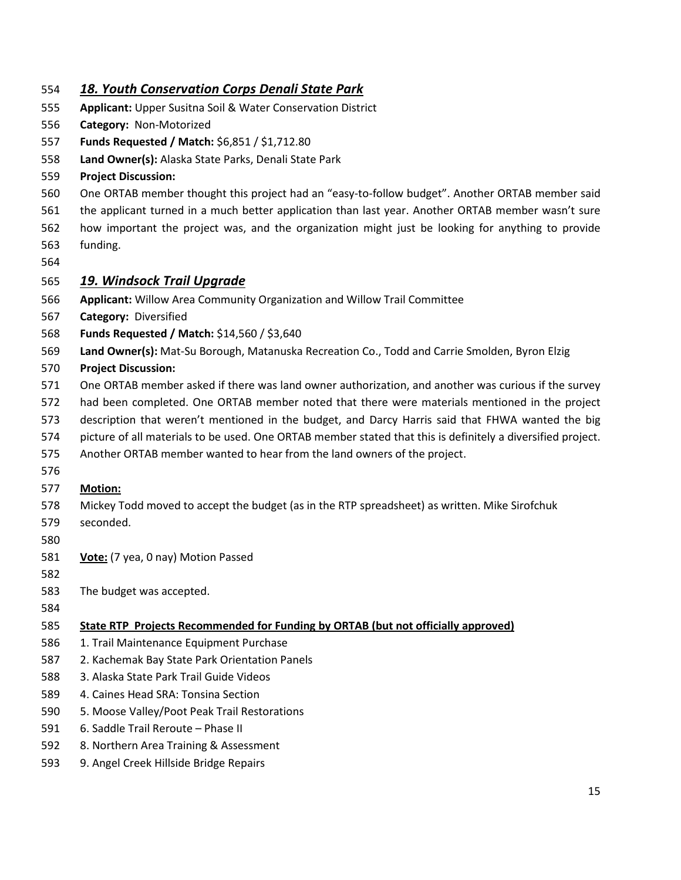### *18. Youth Conservation Corps Denali State Park*

**Applicant:** Upper Susitna Soil & Water Conservation District
**Category:** Non-Motorized
**Funds Requested / Match:** $6,851 / $1,712.80
**Land Owner(s):** Alaska State Parks, Denali State Park
**Project Discussion:**

One ORTAB member thought this project had an "easy-to-follow budget". Another ORTAB member said the applicant turned in a much better application than last year. Another ORTAB member wasn't sure how important the project was, and the organization might just be looking for anything to provide funding.

### *19. Windsock Trail Upgrade*

**Applicant:** Willow Area Community Organization and Willow Trail Committee
**Category:** Diversified
**Funds Requested / Match:** $14,560 / $3,640
**Land Owner(s):** Mat-Su Borough, Matanuska Recreation Co., Todd and Carrie Smolden, Byron Elzig
**Project Discussion:**

One ORTAB member asked if there was land owner authorization, and another was curious if the survey had been completed. One ORTAB member noted that there were materials mentioned in the project description that weren't mentioned in the budget, and Darcy Harris said that FHWA wanted the big picture of all materials to be used. One ORTAB member stated that this is definitely a diversified project. Another ORTAB member wanted to hear from the land owners of the project.

**Motion:**

Mickey Todd moved to accept the budget (as in the RTP spreadsheet) as written. Mike Sirofchuk seconded.

**Vote:** (7 yea, 0 nay) Motion Passed

The budget was accepted.

**State RTP Projects Recommended for Funding by ORTAB (but not officially approved)**

1. Trail Maintenance Equipment Purchase
2. Kachemak Bay State Park Orientation Panels
3. Alaska State Park Trail Guide Videos
4. Caines Head SRA: Tonsina Section
5. Moose Valley/Poot Peak Trail Restorations
6. Saddle Trail Reroute – Phase II
8. Northern Area Training & Assessment
9. Angel Creek Hillside Bridge Repairs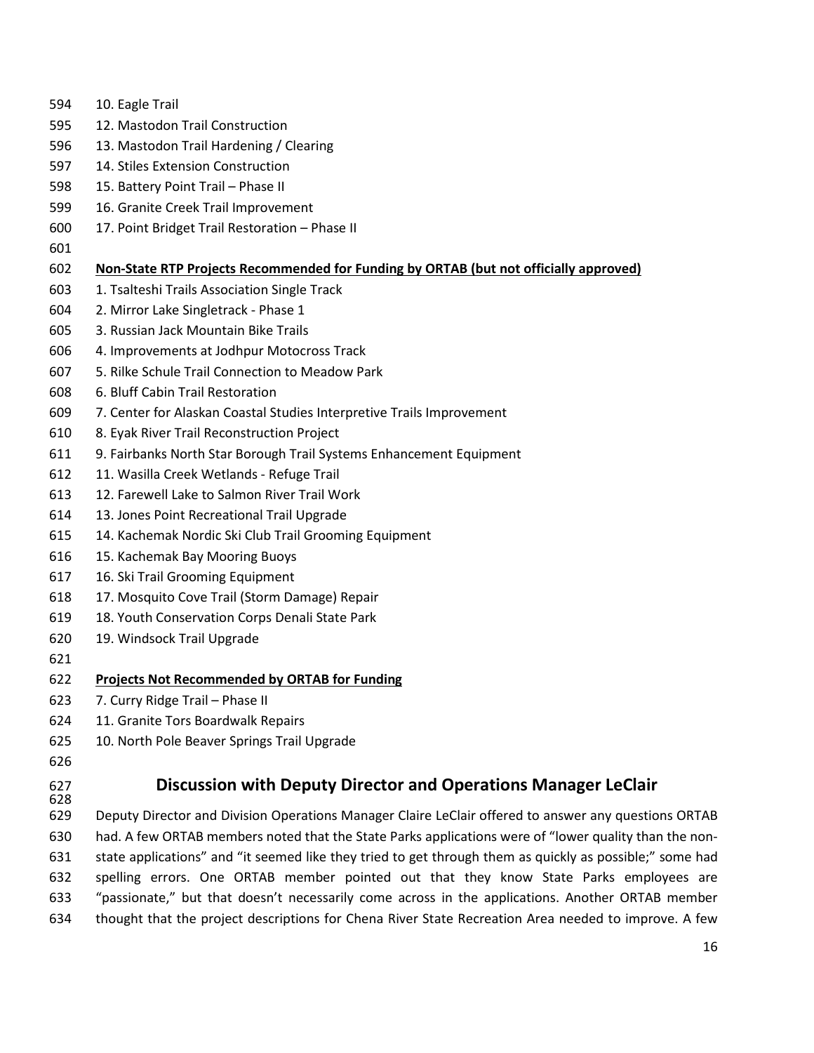10. Eagle Trail
12. Mastodon Trail Construction
13. Mastodon Trail Hardening / Clearing
14. Stiles Extension Construction
15. Battery Point Trail – Phase II
16. Granite Creek Trail Improvement
17. Point Bridget Trail Restoration – Phase II

**Non-State RTP Projects Recommended for Funding by ORTAB (but not officially approved)**

1. Tsalteshi Trails Association Single Track
2. Mirror Lake Singletrack - Phase 1
3. Russian Jack Mountain Bike Trails
4. Improvements at Jodhpur Motocross Track
5. Rilke Schule Trail Connection to Meadow Park
6. Bluff Cabin Trail Restoration
7. Center for Alaskan Coastal Studies Interpretive Trails Improvement
8. Eyak River Trail Reconstruction Project
9. Fairbanks North Star Borough Trail Systems Enhancement Equipment
11. Wasilla Creek Wetlands - Refuge Trail
12. Farewell Lake to Salmon River Trail Work
13. Jones Point Recreational Trail Upgrade
14. Kachemak Nordic Ski Club Trail Grooming Equipment
15. Kachemak Bay Mooring Buoys
16. Ski Trail Grooming Equipment
17. Mosquito Cove Trail (Storm Damage) Repair
18. Youth Conservation Corps Denali State Park
19. Windsock Trail Upgrade

**Projects Not Recommended by ORTAB for Funding**

7. Curry Ridge Trail – Phase II
11. Granite Tors Boardwalk Repairs
10. North Pole Beaver Springs Trail Upgrade

## Discussion with Deputy Director and Operations Manager LeClair

Deputy Director and Division Operations Manager Claire LeClair offered to answer any questions ORTAB had. A few ORTAB members noted that the State Parks applications were of "lower quality than the non-state applications" and "it seemed like they tried to get through them as quickly as possible;" some had spelling errors. One ORTAB member pointed out that they know State Parks employees are "passionate," but that doesn't necessarily come across in the applications. Another ORTAB member thought that the project descriptions for Chena River State Recreation Area needed to improve. A few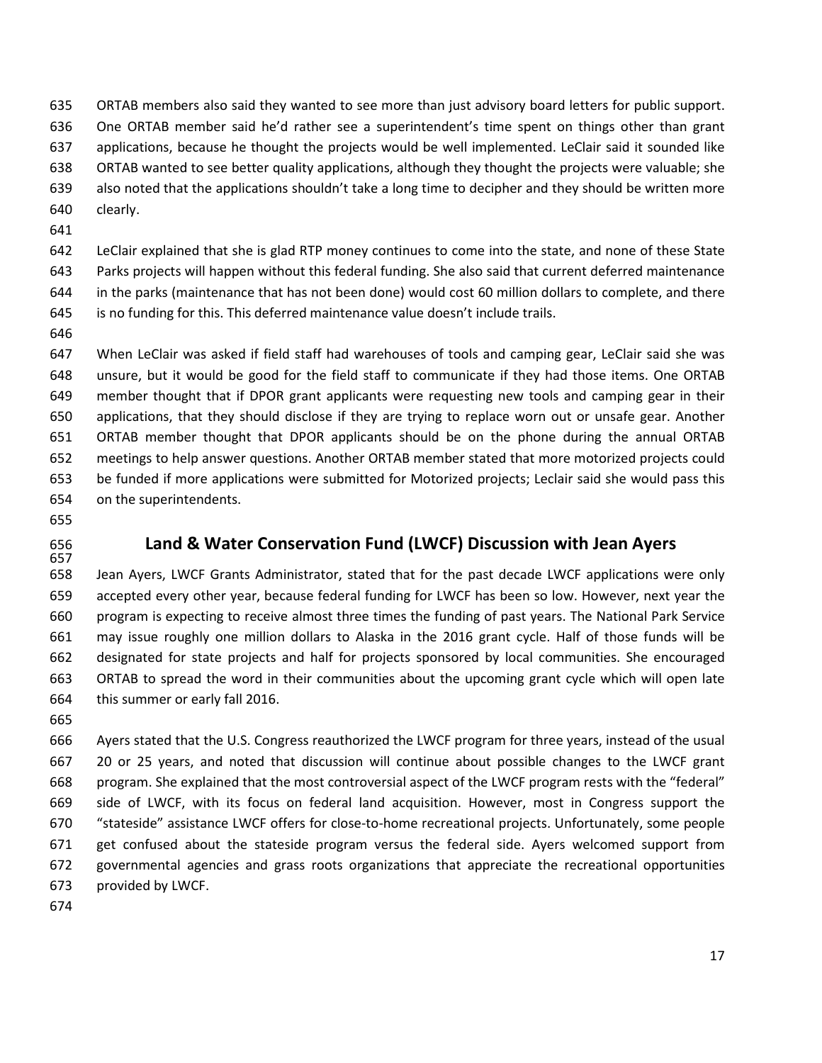ORTAB members also said they wanted to see more than just advisory board letters for public support. One ORTAB member said he'd rather see a superintendent's time spent on things other than grant applications, because he thought the projects would be well implemented. LeClair said it sounded like ORTAB wanted to see better quality applications, although they thought the projects were valuable; she also noted that the applications shouldn't take a long time to decipher and they should be written more clearly.

LeClair explained that she is glad RTP money continues to come into the state, and none of these State Parks projects will happen without this federal funding. She also said that current deferred maintenance in the parks (maintenance that has not been done) would cost 60 million dollars to complete, and there is no funding for this. This deferred maintenance value doesn't include trails.

When LeClair was asked if field staff had warehouses of tools and camping gear, LeClair said she was unsure, but it would be good for the field staff to communicate if they had those items. One ORTAB member thought that if DPOR grant applicants were requesting new tools and camping gear in their applications, that they should disclose if they are trying to replace worn out or unsafe gear. Another ORTAB member thought that DPOR applicants should be on the phone during the annual ORTAB meetings to help answer questions. Another ORTAB member stated that more motorized projects could be funded if more applications were submitted for Motorized projects; Leclair said she would pass this on the superintendents.

## Land & Water Conservation Fund (LWCF) Discussion with Jean Ayers

Jean Ayers, LWCF Grants Administrator, stated that for the past decade LWCF applications were only accepted every other year, because federal funding for LWCF has been so low. However, next year the program is expecting to receive almost three times the funding of past years. The National Park Service may issue roughly one million dollars to Alaska in the 2016 grant cycle. Half of those funds will be designated for state projects and half for projects sponsored by local communities. She encouraged ORTAB to spread the word in their communities about the upcoming grant cycle which will open late this summer or early fall 2016.

Ayers stated that the U.S. Congress reauthorized the LWCF program for three years, instead of the usual 20 or 25 years, and noted that discussion will continue about possible changes to the LWCF grant program. She explained that the most controversial aspect of the LWCF program rests with the "federal" side of LWCF, with its focus on federal land acquisition. However, most in Congress support the "stateside" assistance LWCF offers for close-to-home recreational projects. Unfortunately, some people get confused about the stateside program versus the federal side. Ayers welcomed support from governmental agencies and grass roots organizations that appreciate the recreational opportunities provided by LWCF.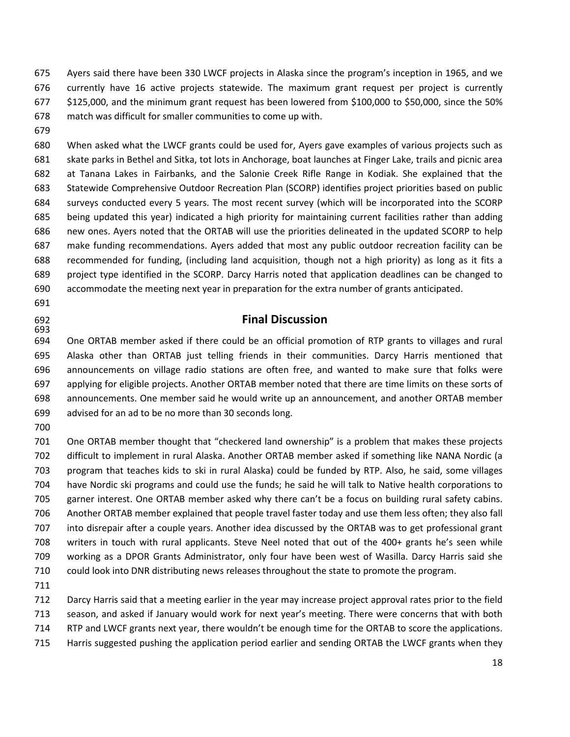Ayers said there have been 330 LWCF projects in Alaska since the program's inception in 1965, and we currently have 16 active projects statewide. The maximum grant request per project is currently $125,000, and the minimum grant request has been lowered from $100,000 to $50,000, since the 50% match was difficult for smaller communities to come up with.

When asked what the LWCF grants could be used for, Ayers gave examples of various projects such as skate parks in Bethel and Sitka, tot lots in Anchorage, boat launches at Finger Lake, trails and picnic area at Tanana Lakes in Fairbanks, and the Salonie Creek Rifle Range in Kodiak. She explained that the Statewide Comprehensive Outdoor Recreation Plan (SCORP) identifies project priorities based on public surveys conducted every 5 years. The most recent survey (which will be incorporated into the SCORP being updated this year) indicated a high priority for maintaining current facilities rather than adding new ones. Ayers noted that the ORTAB will use the priorities delineated in the updated SCORP to help make funding recommendations. Ayers added that most any public outdoor recreation facility can be recommended for funding, (including land acquisition, though not a high priority) as long as it fits a project type identified in the SCORP. Darcy Harris noted that application deadlines can be changed to accommodate the meeting next year in preparation for the extra number of grants anticipated.

## Final Discussion

One ORTAB member asked if there could be an official promotion of RTP grants to villages and rural Alaska other than ORTAB just telling friends in their communities. Darcy Harris mentioned that announcements on village radio stations are often free, and wanted to make sure that folks were applying for eligible projects. Another ORTAB member noted that there are time limits on these sorts of announcements. One member said he would write up an announcement, and another ORTAB member advised for an ad to be no more than 30 seconds long.

One ORTAB member thought that "checkered land ownership" is a problem that makes these projects difficult to implement in rural Alaska. Another ORTAB member asked if something like NANA Nordic (a program that teaches kids to ski in rural Alaska) could be funded by RTP. Also, he said, some villages have Nordic ski programs and could use the funds; he said he will talk to Native health corporations to garner interest. One ORTAB member asked why there can't be a focus on building rural safety cabins. Another ORTAB member explained that people travel faster today and use them less often; they also fall into disrepair after a couple years. Another idea discussed by the ORTAB was to get professional grant writers in touch with rural applicants. Steve Neel noted that out of the 400+ grants he's seen while working as a DPOR Grants Administrator, only four have been west of Wasilla. Darcy Harris said she could look into DNR distributing news releases throughout the state to promote the program.

Darcy Harris said that a meeting earlier in the year may increase project approval rates prior to the field season, and asked if January would work for next year's meeting. There were concerns that with both RTP and LWCF grants next year, there wouldn't be enough time for the ORTAB to score the applications. Harris suggested pushing the application period earlier and sending ORTAB the LWCF grants when they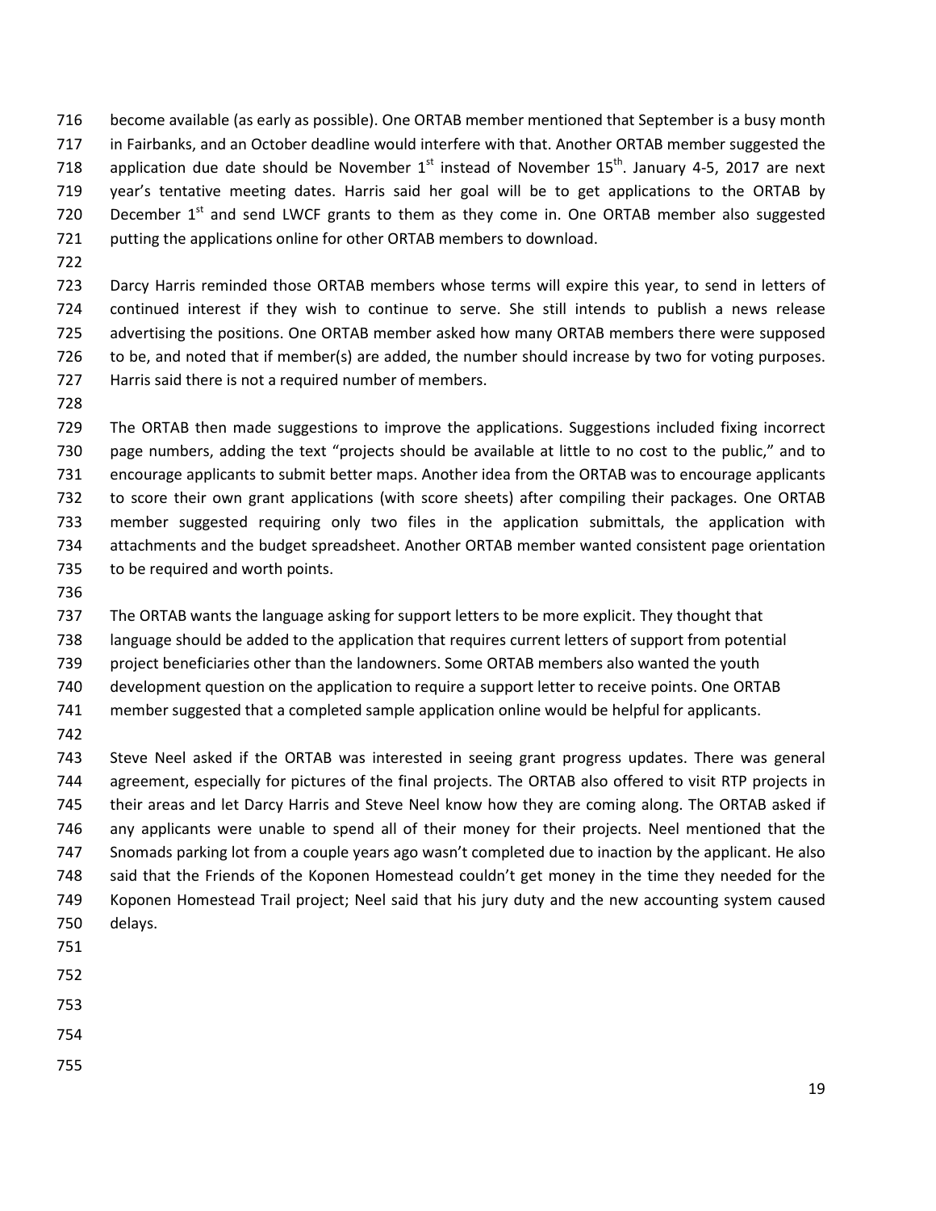become available (as early as possible). One ORTAB member mentioned that September is a busy month in Fairbanks, and an October deadline would interfere with that. Another ORTAB member suggested the application due date should be November 1st instead of November 15th. January 4-5, 2017 are next year's tentative meeting dates. Harris said her goal will be to get applications to the ORTAB by December 1st and send LWCF grants to them as they come in. One ORTAB member also suggested putting the applications online for other ORTAB members to download.

Darcy Harris reminded those ORTAB members whose terms will expire this year, to send in letters of continued interest if they wish to continue to serve. She still intends to publish a news release advertising the positions. One ORTAB member asked how many ORTAB members there were supposed to be, and noted that if member(s) are added, the number should increase by two for voting purposes. Harris said there is not a required number of members.

The ORTAB then made suggestions to improve the applications. Suggestions included fixing incorrect page numbers, adding the text "projects should be available at little to no cost to the public," and to encourage applicants to submit better maps. Another idea from the ORTAB was to encourage applicants to score their own grant applications (with score sheets) after compiling their packages. One ORTAB member suggested requiring only two files in the application submittals, the application with attachments and the budget spreadsheet. Another ORTAB member wanted consistent page orientation to be required and worth points.

The ORTAB wants the language asking for support letters to be more explicit. They thought that language should be added to the application that requires current letters of support from potential project beneficiaries other than the landowners. Some ORTAB members also wanted the youth development question on the application to require a support letter to receive points. One ORTAB member suggested that a completed sample application online would be helpful for applicants.

Steve Neel asked if the ORTAB was interested in seeing grant progress updates. There was general agreement, especially for pictures of the final projects. The ORTAB also offered to visit RTP projects in their areas and let Darcy Harris and Steve Neel know how they are coming along. The ORTAB asked if any applicants were unable to spend all of their money for their projects. Neel mentioned that the Snomads parking lot from a couple years ago wasn't completed due to inaction by the applicant. He also said that the Friends of the Koponen Homestead couldn't get money in the time they needed for the Koponen Homestead Trail project; Neel said that his jury duty and the new accounting system caused delays.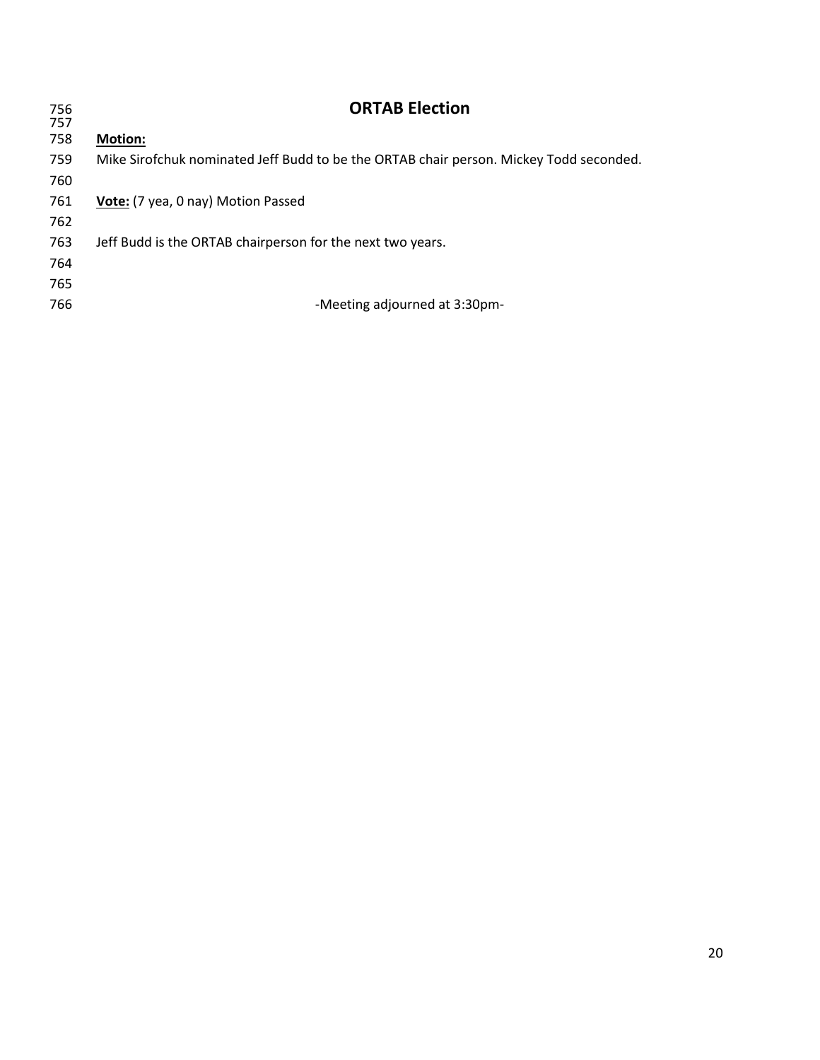## ORTAB Election

**Motion:**

Mike Sirofchuk nominated Jeff Budd to be the ORTAB chair person. Mickey Todd seconded.

**Vote:** (7 yea, 0 nay) Motion Passed

Jeff Budd is the ORTAB chairperson for the next two years.

-Meeting adjourned at 3:30pm-